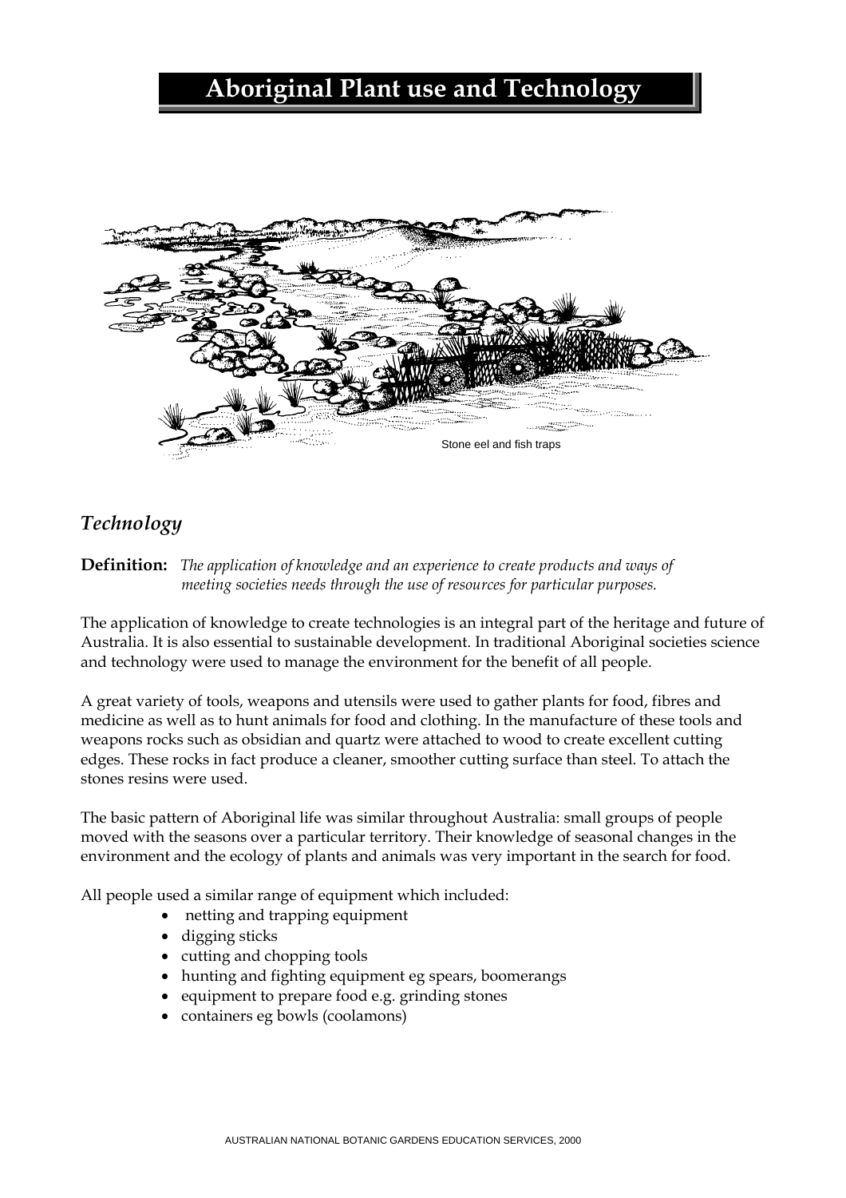# Aboriginal Plant use and Technology

Stone eel and fish traps

## *Technology*

**Definition:** *The application of knowledge and an experience to create products and ways of meeting societies needs through the use of resources for particular purposes.*

The application of knowledge to create technologies is an integral part of the heritage and future of Australia. It is also essential to sustainable development. In traditional Aboriginal societies science and technology were used to manage the environment for the benefit of all people.

A great variety of tools, weapons and utensils were used to gather plants for food, fibres and medicine as well as to hunt animals for food and clothing. In the manufacture of these tools and weapons rocks such as obsidian and quartz were attached to wood to create excellent cutting edges. These rocks in fact produce a cleaner, smoother cutting surface than steel. To attach the stones resins were used.

The basic pattern of Aboriginal life was similar throughout Australia: small groups of people moved with the seasons over a particular territory. Their knowledge of seasonal changes in the environment and the ecology of plants and animals was very important in the search for food.

All people used a similar range of equipment which included:

- netting and trapping equipment
- digging sticks
- cutting and chopping tools
- hunting and fighting equipment eg spears, boomerangs
- equipment to prepare food e.g. grinding stones
- containers eg bowls (coolamons)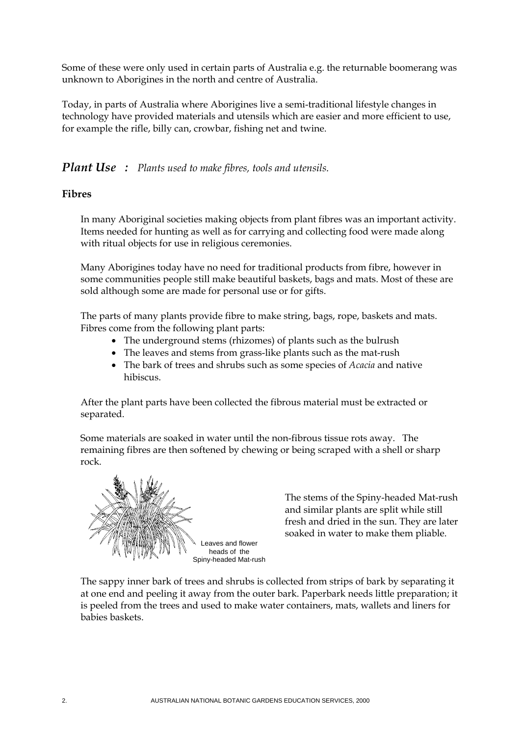Some of these were only used in certain parts of Australia e.g. the returnable boomerang was unknown to Aborigines in the north and centre of Australia.

Today, in parts of Australia where Aborigines live a semi-traditional lifestyle changes in technology have provided materials and utensils which are easier and more efficient to use, for example the rifle, billy can, crowbar, fishing net and twine.

## *Plant Use : Plants used to make fibres, tools and utensils.*

### Fibres

In many Aboriginal societies making objects from plant fibres was an important activity. Items needed for hunting as well as for carrying and collecting food were made along with ritual objects for use in religious ceremonies.

Many Aborigines today have no need for traditional products from fibre, however in some communities people still make beautiful baskets, bags and mats. Most of these are sold although some are made for personal use or for gifts.

The parts of many plants provide fibre to make string, bags, rope, baskets and mats. Fibres come from the following plant parts:

- The underground stems (rhizomes) of plants such as the bulrush
- The leaves and stems from grass-like plants such as the mat-rush
- The bark of trees and shrubs such as some species of *Acacia* and native hibiscus.

After the plant parts have been collected the fibrous material must be extracted or separated.

Some materials are soaked in water until the non-fibrous tissue rots away. The remaining fibres are then softened by chewing or being scraped with a shell or sharp rock.

Leaves and flower heads of the Spiny-headed Mat-rush

The stems of the Spiny-headed Mat-rush and similar plants are split while still fresh and dried in the sun. They are later soaked in water to make them pliable.

The sappy inner bark of trees and shrubs is collected from strips of bark by separating it at one end and peeling it away from the outer bark. Paperbark needs little preparation; it is peeled from the trees and used to make water containers, mats, wallets and liners for babies baskets.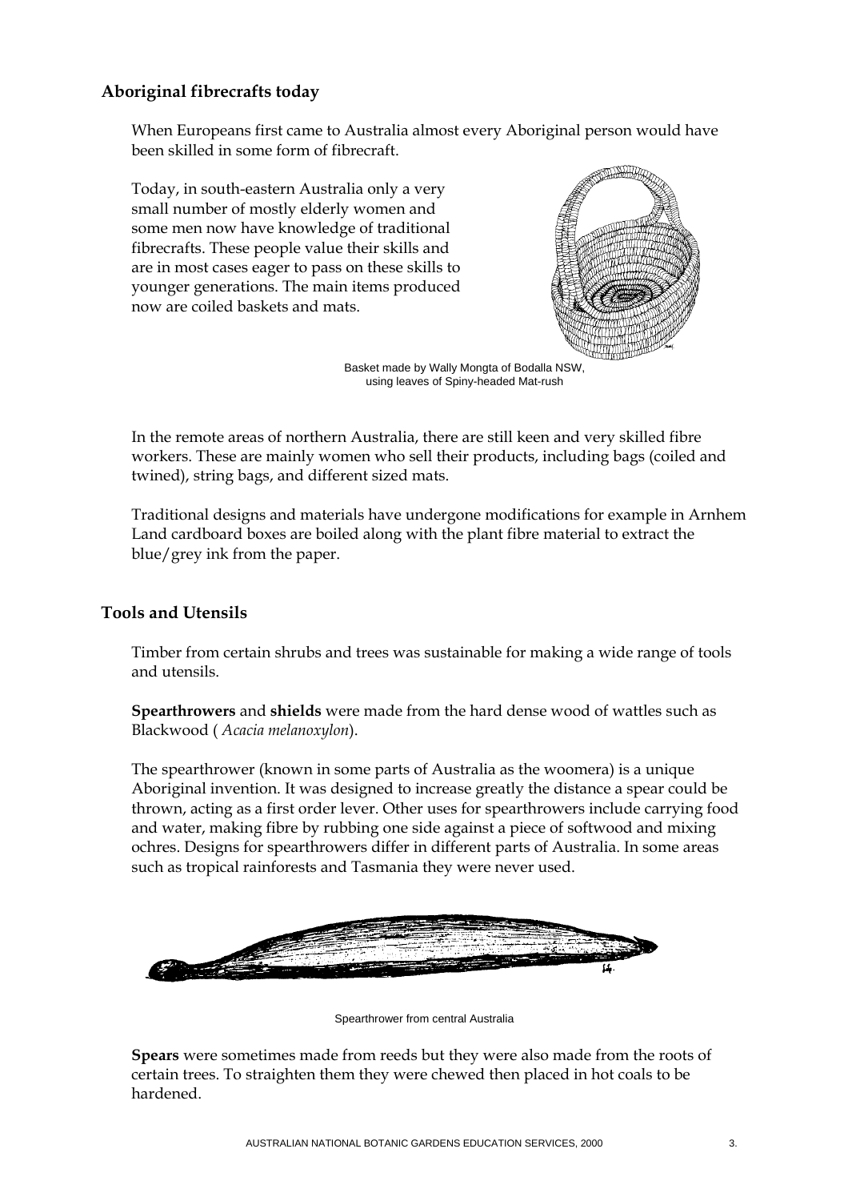## Aboriginal fibrecrafts today

When Europeans first came to Australia almost every Aboriginal person would have been skilled in some form of fibrecraft.

Today, in south-eastern Australia only a very small number of mostly elderly women and some men now have knowledge of traditional fibrecrafts. These people value their skills and are in most cases eager to pass on these skills to younger generations. The main items produced now are coiled baskets and mats.

Basket made by Wally Mongta of Bodalla NSW, using leaves of Spiny-headed Mat-rush

In the remote areas of northern Australia, there are still keen and very skilled fibre workers. These are mainly women who sell their products, including bags (coiled and twined), string bags, and different sized mats.

Traditional designs and materials have undergone modifications for example in Arnhem Land cardboard boxes are boiled along with the plant fibre material to extract the blue/grey ink from the paper.

## Tools and Utensils

Timber from certain shrubs and trees was sustainable for making a wide range of tools and utensils.

**Spearthrowers** and **shields** were made from the hard dense wood of wattles such as Blackwood ( *Acacia melanoxylon*).

The spearthrower (known in some parts of Australia as the woomera) is a unique Aboriginal invention. It was designed to increase greatly the distance a spear could be thrown, acting as a first order lever. Other uses for spearthrowers include carrying food and water, making fibre by rubbing one side against a piece of softwood and mixing ochres. Designs for spearthrowers differ in different parts of Australia. In some areas such as tropical rainforests and Tasmania they were never used.

Spearthrower from central Australia

**Spears** were sometimes made from reeds but they were also made from the roots of certain trees. To straighten them they were chewed then placed in hot coals to be hardened.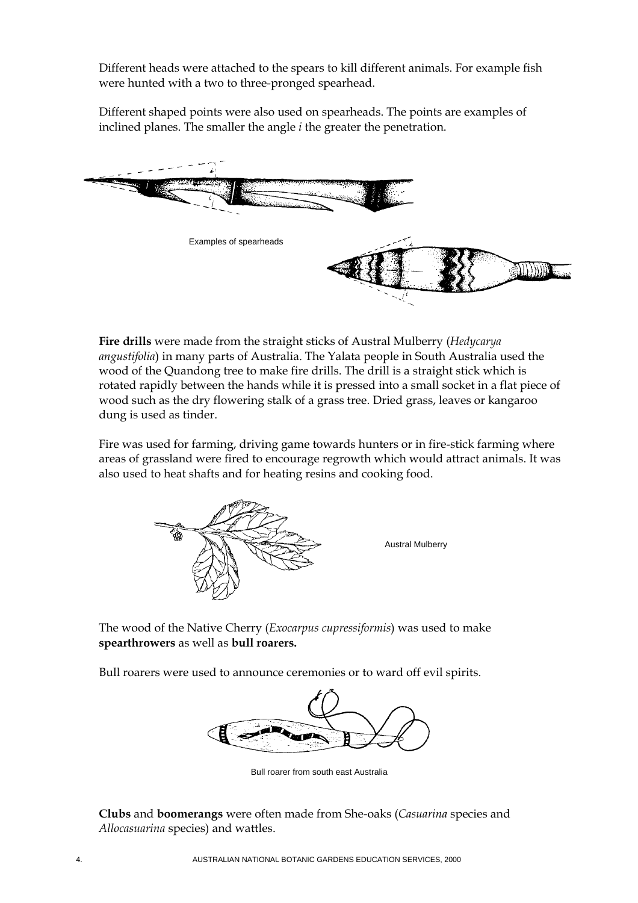Different heads were attached to the spears to kill different animals. For example fish were hunted with a two to three-pronged spearhead.

Different shaped points were also used on spearheads. The points are examples of inclined planes. The smaller the angle *i* the greater the penetration.

Examples of spearheads

**Fire drills** were made from the straight sticks of Austral Mulberry (*Hedycarya angustifolia*) in many parts of Australia. The Yalata people in South Australia used the wood of the Quandong tree to make fire drills. The drill is a straight stick which is rotated rapidly between the hands while it is pressed into a small socket in a flat piece of wood such as the dry flowering stalk of a grass tree. Dried grass, leaves or kangaroo dung is used as tinder.

Fire was used for farming, driving game towards hunters or in fire-stick farming where areas of grassland were fired to encourage regrowth which would attract animals. It was also used to heat shafts and for heating resins and cooking food.

Austral Mulberry

The wood of the Native Cherry (*Exocarpus cupressiformis*) was used to make **spearthrowers** as well as **bull roarers.**

Bull roarers were used to announce ceremonies or to ward off evil spirits.

Bull roarer from south east Australia

**Clubs** and **boomerangs** were often made from She-oaks (*Casuarina* species and *Allocasuarina* species) and wattles.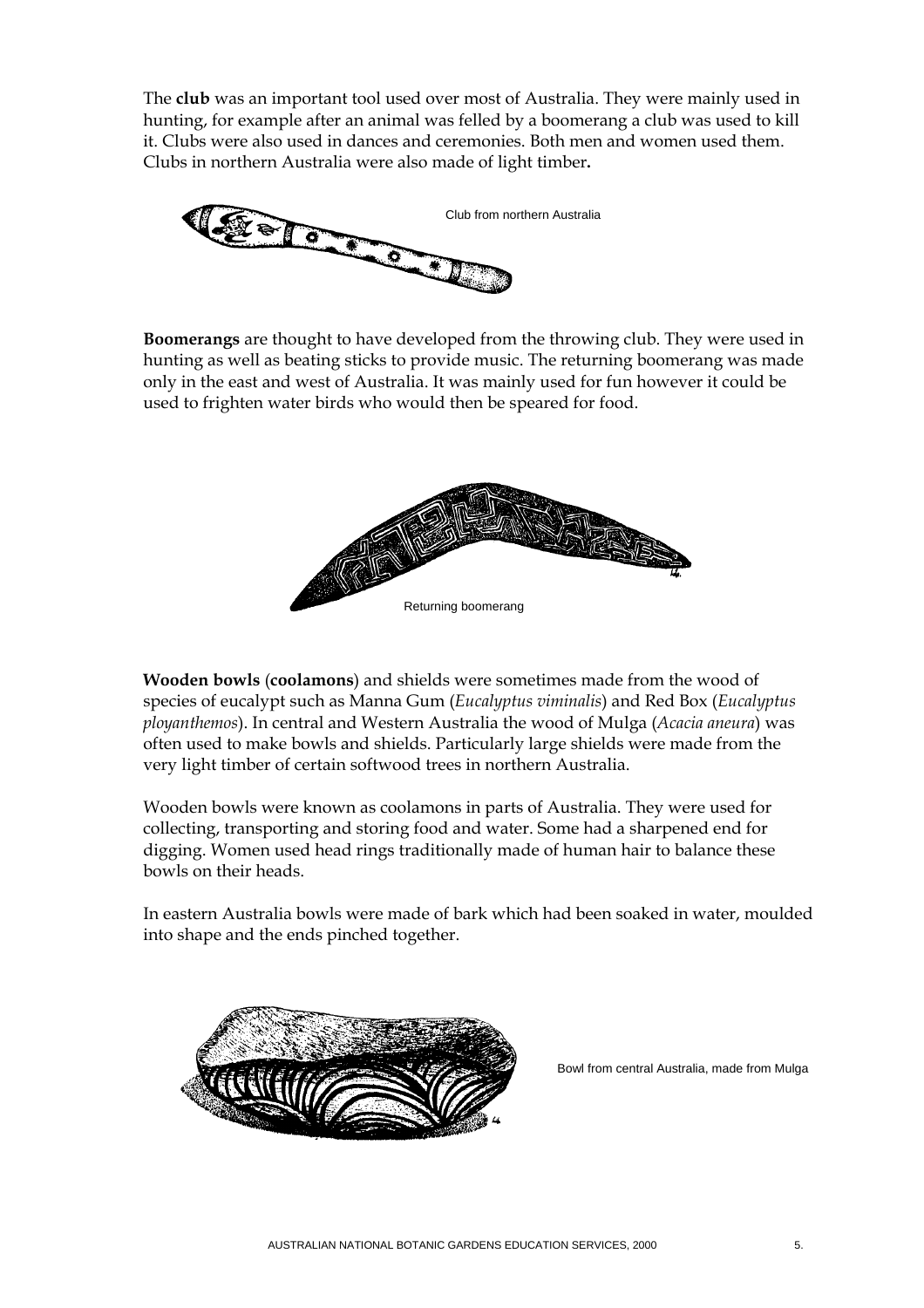The **club** was an important tool used over most of Australia. They were mainly used in hunting, for example after an animal was felled by a boomerang a club was used to kill it. Clubs were also used in dances and ceremonies. Both men and women used them. Clubs in northern Australia were also made of light timber**.**

Club from northern Australia

**Boomerangs** are thought to have developed from the throwing club. They were used in hunting as well as beating sticks to provide music. The returning boomerang was made only in the east and west of Australia. It was mainly used for fun however it could be used to frighten water birds who would then be speared for food.

Returning boomerang

**Wooden bowls** (**coolamons**) and shields were sometimes made from the wood of species of eucalypt such as Manna Gum (*Eucalyptus viminalis*) and Red Box (*Eucalyptus ployanthemos*). In central and Western Australia the wood of Mulga (*Acacia aneura*) was often used to make bowls and shields. Particularly large shields were made from the very light timber of certain softwood trees in northern Australia.

Wooden bowls were known as coolamons in parts of Australia. They were used for collecting, transporting and storing food and water. Some had a sharpened end for digging. Women used head rings traditionally made of human hair to balance these bowls on their heads.

In eastern Australia bowls were made of bark which had been soaked in water, moulded into shape and the ends pinched together.

Bowl from central Australia, made from Mulga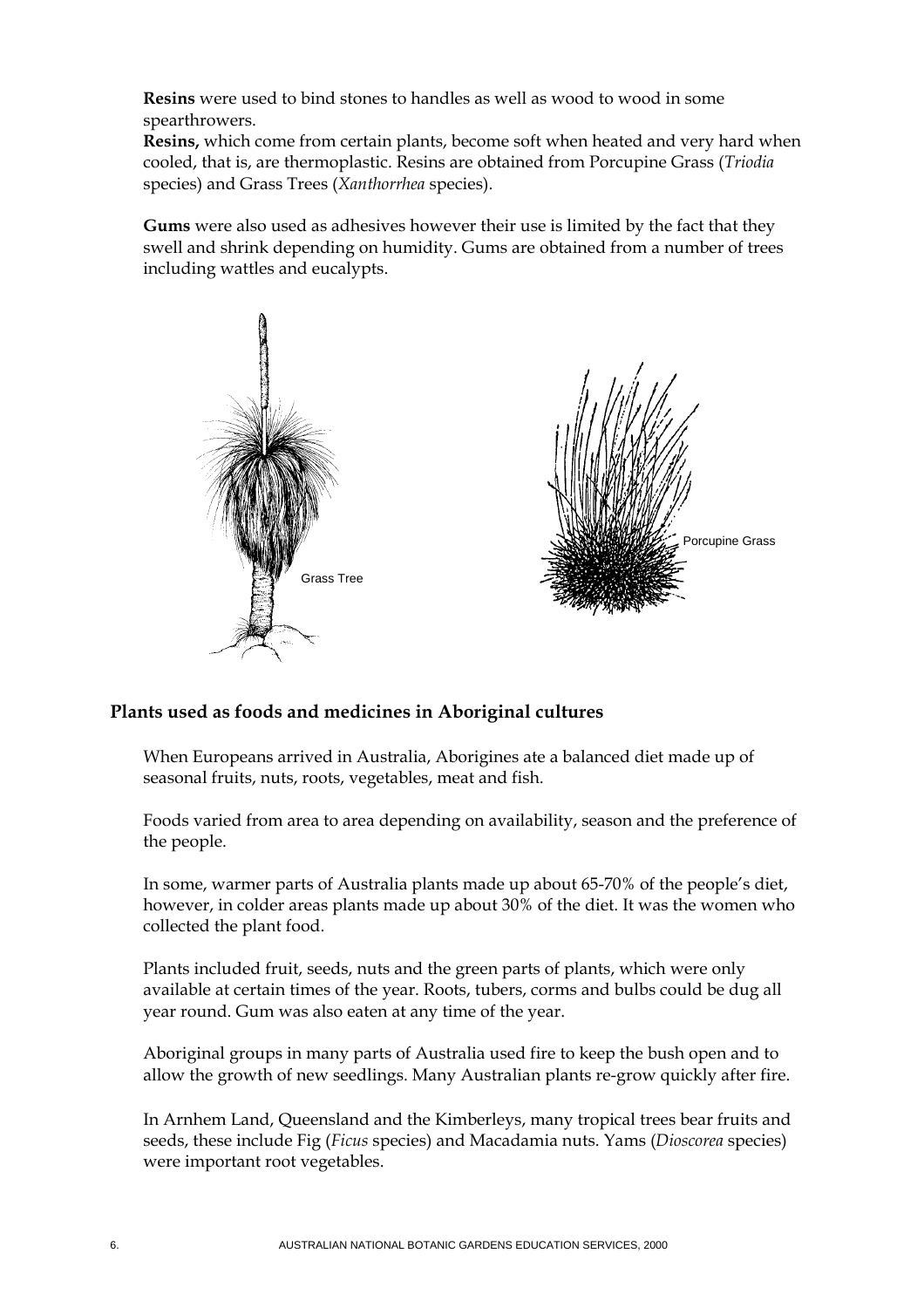**Resins** were used to bind stones to handles as well as wood to wood in some spearthrowers.

**Resins,** which come from certain plants, become soft when heated and very hard when cooled, that is, are thermoplastic. Resins are obtained from Porcupine Grass (*Triodia* species) and Grass Trees (*Xanthorrhea* species).

**Gums** were also used as adhesives however their use is limited by the fact that they swell and shrink depending on humidity. Gums are obtained from a number of trees including wattles and eucalypts.

Grass Tree

Porcupine Grass

## Plants used as foods and medicines in Aboriginal cultures

When Europeans arrived in Australia, Aborigines ate a balanced diet made up of seasonal fruits, nuts, roots, vegetables, meat and fish.

Foods varied from area to area depending on availability, season and the preference of the people.

In some, warmer parts of Australia plants made up about 65-70% of the people's diet, however, in colder areas plants made up about 30% of the diet. It was the women who collected the plant food.

Plants included fruit, seeds, nuts and the green parts of plants, which were only available at certain times of the year. Roots, tubers, corms and bulbs could be dug all year round. Gum was also eaten at any time of the year.

Aboriginal groups in many parts of Australia used fire to keep the bush open and to allow the growth of new seedlings. Many Australian plants re-grow quickly after fire.

In Arnhem Land, Queensland and the Kimberleys, many tropical trees bear fruits and seeds, these include Fig (*Ficus* species) and Macadamia nuts. Yams (*Dioscorea* species) were important root vegetables.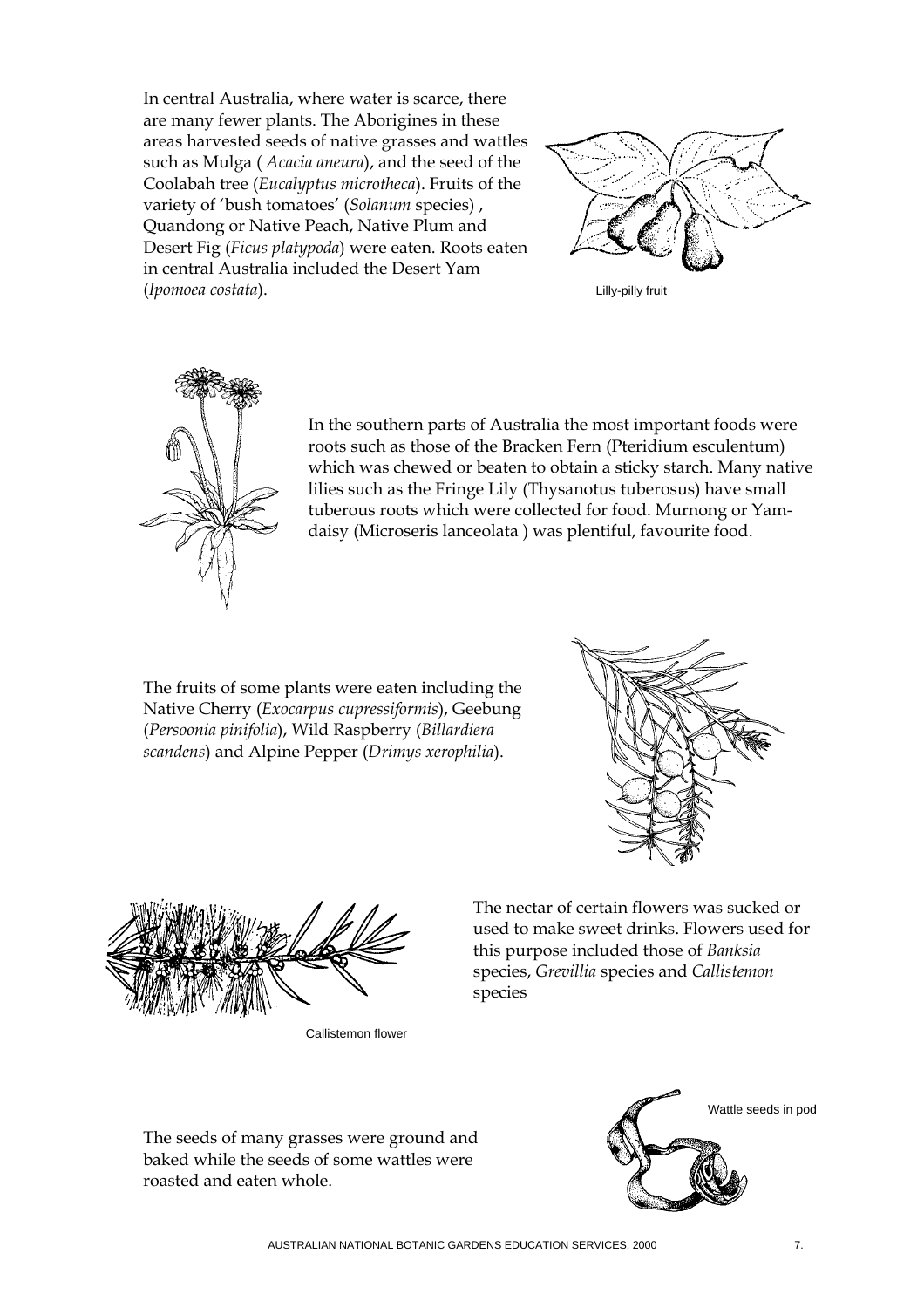In central Australia, where water is scarce, there are many fewer plants. The Aborigines in these areas harvested seeds of native grasses and wattles such as Mulga ( *Acacia aneura*), and the seed of the Coolabah tree (*Eucalyptus microtheca*). Fruits of the variety of 'bush tomatoes' (*Solanum* species) , Quandong or Native Peach, Native Plum and Desert Fig (*Ficus platypoda*) were eaten. Roots eaten in central Australia included the Desert Yam (*Ipomoea costata*).

Lilly-pilly fruit

In the southern parts of Australia the most important foods were roots such as those of the Bracken Fern (Pteridium esculentum) which was chewed or beaten to obtain a sticky starch. Many native lilies such as the Fringe Lily (Thysanotus tuberosus) have small tuberous roots which were collected for food. Murnong or Yam-daisy (Microseris lanceolata ) was plentiful, favourite food.

The fruits of some plants were eaten including the Native Cherry (*Exocarpus cupressiformis*), Geebung (*Persoonia pinifolia*), Wild Raspberry (*Billardiera scandens*) and Alpine Pepper (*Drimys xerophilia*).

The nectar of certain flowers was sucked or used to make sweet drinks. Flowers used for this purpose included those of *Banksia* species, *Grevillia* species and *Callistemon* species

Callistemon flower

The seeds of many grasses were ground and baked while the seeds of some wattles were roasted and eaten whole.

Wattle seeds in pod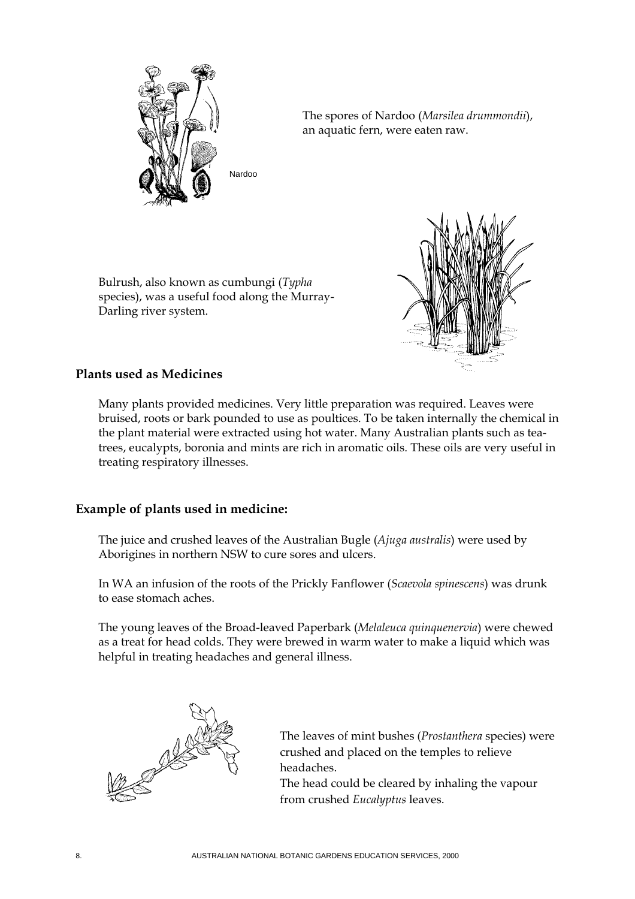Nardoo

The spores of Nardoo (*Marsilea drummondii*), an aquatic fern, were eaten raw.

Bulrush, also known as cumbungi (*Typha* species), was a useful food along the Murray-Darling river system.

## Plants used as Medicines

Many plants provided medicines. Very little preparation was required. Leaves were bruised, roots or bark pounded to use as poultices. To be taken internally the chemical in the plant material were extracted using hot water. Many Australian plants such as tea-trees, eucalypts, boronia and mints are rich in aromatic oils. These oils are very useful in treating respiratory illnesses.

## Example of plants used in medicine:

The juice and crushed leaves of the Australian Bugle (*Ajuga australis*) were used by Aborigines in northern NSW to cure sores and ulcers.

In WA an infusion of the roots of the Prickly Fanflower (*Scaevola spinescens*) was drunk to ease stomach aches.

The young leaves of the Broad-leaved Paperbark (*Melaleuca quinquenervia*) were chewed as a treat for head colds. They were brewed in warm water to make a liquid which was helpful in treating headaches and general illness.

The leaves of mint bushes (*Prostanthera* species) were crushed and placed on the temples to relieve headaches.
The head could be cleared by inhaling the vapour from crushed *Eucalyptus* leaves.